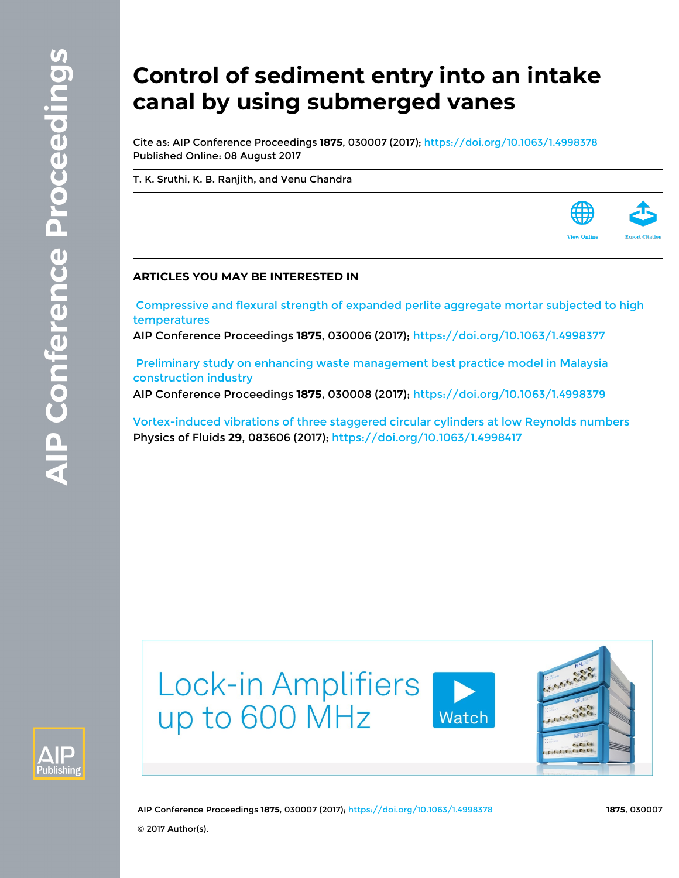# Control of sediment entry into an intake canal by using submerged vanes

Cite as: AIP Conference Proceedings **1875**, 030007 (2017); https://doi.org/10.1063/1.4998378
Published Online: 08 August 2017

T. K. Sruthi, K. B. Ranjith, and Venu Chandra

## ARTICLES YOU MAY BE INTERESTED IN

Compressive and flexural strength of expanded perlite aggregate mortar subjected to high temperatures
AIP Conference Proceedings **1875**, 030006 (2017); https://doi.org/10.1063/1.4998377

Preliminary study on enhancing waste management best practice model in Malaysia construction industry
AIP Conference Proceedings **1875**, 030008 (2017); https://doi.org/10.1063/1.4998379

Vortex-induced vibrations of three staggered circular cylinders at low Reynolds numbers
Physics of Fluids **29**, 083606 (2017); https://doi.org/10.1063/1.4998417

© 2017 Author(s).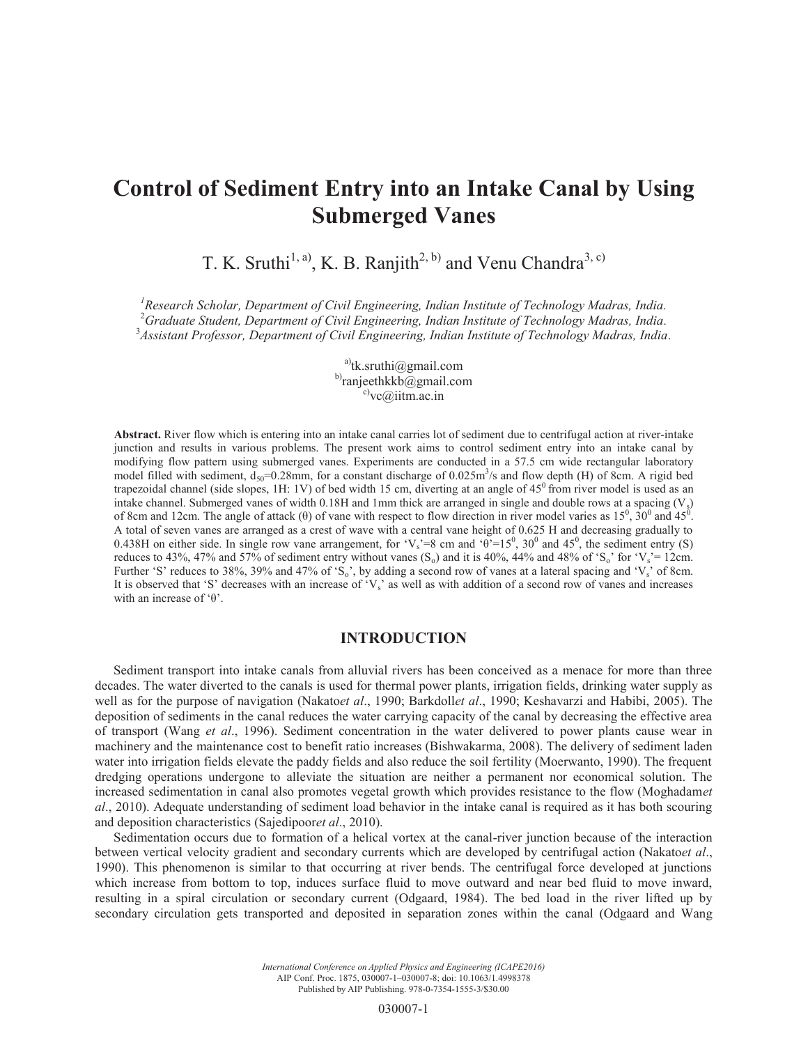# Control of Sediment Entry into an Intake Canal by Using Submerged Vanes

T. K. Sruthi[1, a)], K. B. Ranjith[2, b)] and Venu Chandra[3, c)]

[1]*Research Scholar, Department of Civil Engineering, Indian Institute of Technology Madras, India.*
[2]*Graduate Student, Department of Civil Engineering, Indian Institute of Technology Madras, India.*
[3]*Assistant Professor, Department of Civil Engineering, Indian Institute of Technology Madras, India.*

[a)]tk.sruthi@gmail.com
[b)]ranjeethkkb@gmail.com
[c)]vc@iitm.ac.in

**Abstract.** River flow which is entering into an intake canal carries lot of sediment due to centrifugal action at river-intake junction and results in various problems. The present work aims to control sediment entry into an intake canal by modifying flow pattern using submerged vanes. Experiments are conducted in a 57.5 cm wide rectangular laboratory model filled with sediment, $d_{50}$=0.28mm, for a constant discharge of 0.025m$^3$/s and flow depth (H) of 8cm. A rigid bed trapezoidal channel (side slopes, 1H: 1V) of bed width 15 cm, diverting at an angle of 45$^0$ from river model is used as an intake channel. Submerged vanes of width 0.18H and 1mm thick are arranged in single and double rows at a spacing ($V_s$) of 8cm and 12cm. The angle of attack (θ) of vane with respect to flow direction in river model varies as 15$^0$, 30$^0$ and 45$^0$. A total of seven vanes are arranged as a crest of wave with a central vane height of 0.625 H and decreasing gradually to 0.438H on either side. In single row vane arrangement, for '$V_s$'=8 cm and 'θ'=15$^0$, 30$^0$ and 45$^0$, the sediment entry (S) reduces to 43%, 47% and 57% of sediment entry without vanes ($S_o$) and it is 40%, 44% and 48% of '$S_o$' for '$V_s$'= 12cm. Further 'S' reduces to 38%, 39% and 47% of '$S_o$', by adding a second row of vanes at a lateral spacing and '$V_s$' of 8cm. It is observed that 'S' decreases with an increase of '$V_s$' as well as with addition of a second row of vanes and increases with an increase of 'θ'.

## INTRODUCTION

Sediment transport into intake canals from alluvial rivers has been conceived as a menace for more than three decades. The water diverted to the canals is used for thermal power plants, irrigation fields, drinking water supply as well as for the purpose of navigation (Nakato*et al*., 1990; Barkdoll*et al*., 1990; Keshavarzi and Habibi, 2005). The deposition of sediments in the canal reduces the water carrying capacity of the canal by decreasing the effective area of transport (Wang *et al*., 1996). Sediment concentration in the water delivered to power plants cause wear in machinery and the maintenance cost to benefit ratio increases (Bishwakarma, 2008). The delivery of sediment laden water into irrigation fields elevate the paddy fields and also reduce the soil fertility (Moerwanto, 1990). The frequent dredging operations undergone to alleviate the situation are neither a permanent nor economical solution. The increased sedimentation in canal also promotes vegetal growth which provides resistance to the flow (Moghadam*et al*., 2010). Adequate understanding of sediment load behavior in the intake canal is required as it has both scouring and deposition characteristics (Sajedipoor*et al*., 2010).

Sedimentation occurs due to formation of a helical vortex at the canal-river junction because of the interaction between vertical velocity gradient and secondary currents which are developed by centrifugal action (Nakato*et al*., 1990). This phenomenon is similar to that occurring at river bends. The centrifugal force developed at junctions which increase from bottom to top, induces surface fluid to move outward and near bed fluid to move inward, resulting in a spiral circulation or secondary current (Odgaard, 1984). The bed load in the river lifted up by secondary circulation gets transported and deposited in separation zones within the canal (Odgaard and Wang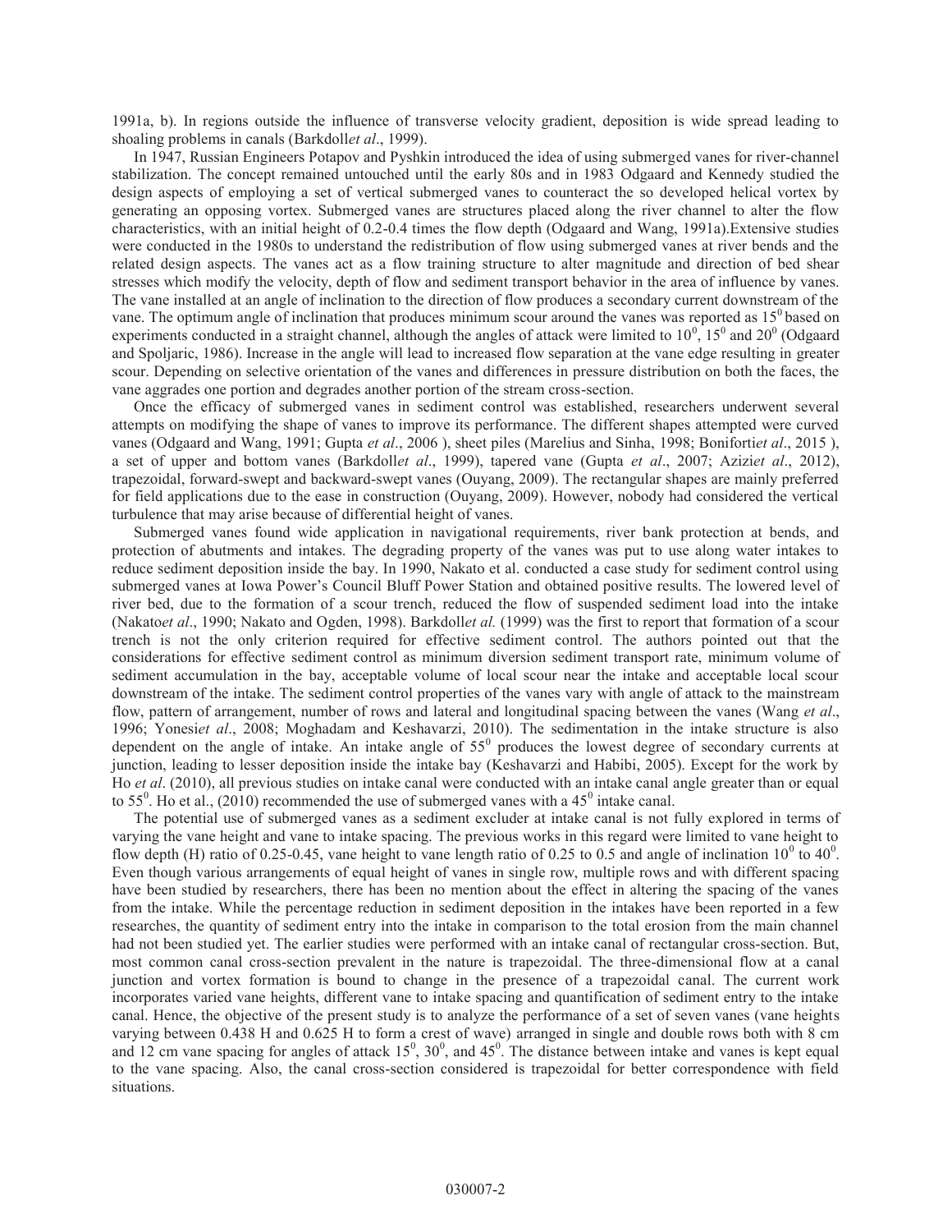1991a, b). In regions outside the influence of transverse velocity gradient, deposition is wide spread leading to shoaling problems in canals (Barkdoll*et al*., 1999).

In 1947, Russian Engineers Potapov and Pyshkin introduced the idea of using submerged vanes for river-channel stabilization. The concept remained untouched until the early 80s and in 1983 Odgaard and Kennedy studied the design aspects of employing a set of vertical submerged vanes to counteract the so developed helical vortex by generating an opposing vortex. Submerged vanes are structures placed along the river channel to alter the flow characteristics, with an initial height of 0.2-0.4 times the flow depth (Odgaard and Wang, 1991a).Extensive studies were conducted in the 1980s to understand the redistribution of flow using submerged vanes at river bends and the related design aspects. The vanes act as a flow training structure to alter magnitude and direction of bed shear stresses which modify the velocity, depth of flow and sediment transport behavior in the area of influence by vanes. The vane installed at an angle of inclination to the direction of flow produces a secondary current downstream of the vane. The optimum angle of inclination that produces minimum scour around the vanes was reported as $15^0$ based on experiments conducted in a straight channel, although the angles of attack were limited to $10^0$, $15^0$ and $20^0$ (Odgaard and Spoljaric, 1986). Increase in the angle will lead to increased flow separation at the vane edge resulting in greater scour. Depending on selective orientation of the vanes and differences in pressure distribution on both the faces, the vane aggrades one portion and degrades another portion of the stream cross-section.

Once the efficacy of submerged vanes in sediment control was established, researchers underwent several attempts on modifying the shape of vanes to improve its performance. The different shapes attempted were curved vanes (Odgaard and Wang, 1991; Gupta *et al*., 2006 ), sheet piles (Marelius and Sinha, 1998; Boniforti*et al*., 2015 ), a set of upper and bottom vanes (Barkdoll*et al*., 1999), tapered vane (Gupta *et al*., 2007; Azizi*et al*., 2012), trapezoidal, forward-swept and backward-swept vanes (Ouyang, 2009). The rectangular shapes are mainly preferred for field applications due to the ease in construction (Ouyang, 2009). However, nobody had considered the vertical turbulence that may arise because of differential height of vanes.

Submerged vanes found wide application in navigational requirements, river bank protection at bends, and protection of abutments and intakes. The degrading property of the vanes was put to use along water intakes to reduce sediment deposition inside the bay. In 1990, Nakato et al. conducted a case study for sediment control using submerged vanes at Iowa Power's Council Bluff Power Station and obtained positive results. The lowered level of river bed, due to the formation of a scour trench, reduced the flow of suspended sediment load into the intake (Nakato*et al*., 1990; Nakato and Ogden, 1998). Barkdoll*et al.* (1999) was the first to report that formation of a scour trench is not the only criterion required for effective sediment control. The authors pointed out that the considerations for effective sediment control as minimum diversion sediment transport rate, minimum volume of sediment accumulation in the bay, acceptable volume of local scour near the intake and acceptable local scour downstream of the intake. The sediment control properties of the vanes vary with angle of attack to the mainstream flow, pattern of arrangement, number of rows and lateral and longitudinal spacing between the vanes (Wang *et al*., 1996; Yonesi*et al*., 2008; Moghadam and Keshavarzi, 2010). The sedimentation in the intake structure is also dependent on the angle of intake. An intake angle of $55^0$ produces the lowest degree of secondary currents at junction, leading to lesser deposition inside the intake bay (Keshavarzi and Habibi, 2005). Except for the work by Ho *et al*. (2010), all previous studies on intake canal were conducted with an intake canal angle greater than or equal to $55^0$. Ho et al., (2010) recommended the use of submerged vanes with a $45^0$ intake canal.

The potential use of submerged vanes as a sediment excluder at intake canal is not fully explored in terms of varying the vane height and vane to intake spacing. The previous works in this regard were limited to vane height to flow depth (H) ratio of 0.25-0.45, vane height to vane length ratio of 0.25 to 0.5 and angle of inclination $10^0$ to $40^0$. Even though various arrangements of equal height of vanes in single row, multiple rows and with different spacing have been studied by researchers, there has been no mention about the effect in altering the spacing of the vanes from the intake. While the percentage reduction in sediment deposition in the intakes have been reported in a few researches, the quantity of sediment entry into the intake in comparison to the total erosion from the main channel had not been studied yet. The earlier studies were performed with an intake canal of rectangular cross-section. But, most common canal cross-section prevalent in the nature is trapezoidal. The three-dimensional flow at a canal junction and vortex formation is bound to change in the presence of a trapezoidal canal. The current work incorporates varied vane heights, different vane to intake spacing and quantification of sediment entry to the intake canal. Hence, the objective of the present study is to analyze the performance of a set of seven vanes (vane heights varying between 0.438 H and 0.625 H to form a crest of wave) arranged in single and double rows both with 8 cm and 12 cm vane spacing for angles of attack $15^0$, $30^0$, and $45^0$. The distance between intake and vanes is kept equal to the vane spacing. Also, the canal cross-section considered is trapezoidal for better correspondence with field situations.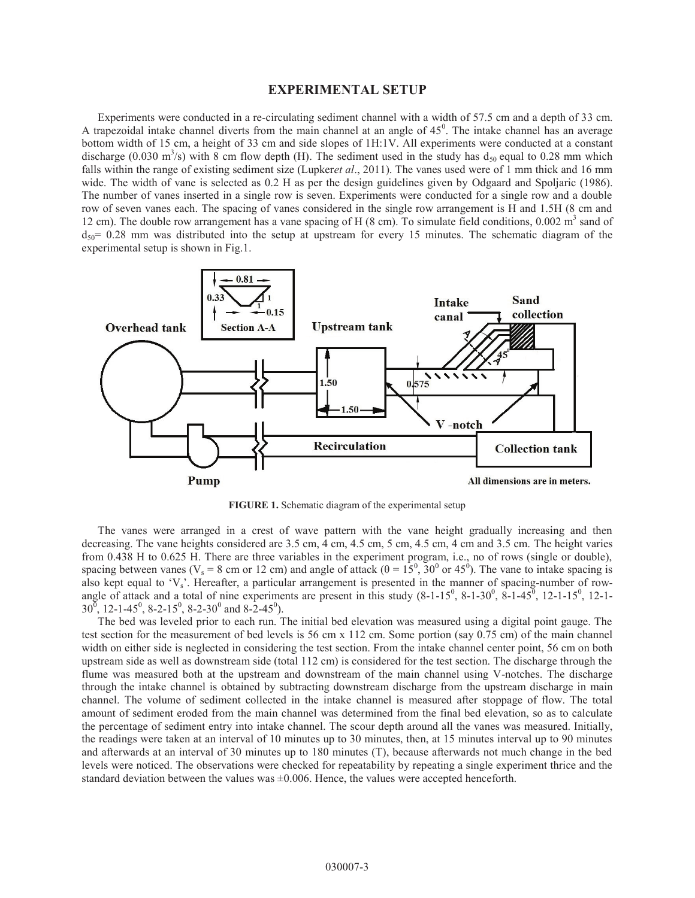## EXPERIMENTAL SETUP

Experiments were conducted in a re-circulating sediment channel with a width of 57.5 cm and a depth of 33 cm. A trapezoidal intake channel diverts from the main channel at an angle of 45$^0$. The intake channel has an average bottom width of 15 cm, a height of 33 cm and side slopes of 1H:1V. All experiments were conducted at a constant discharge (0.030 m$^3$/s) with 8 cm flow depth (H). The sediment used in the study has $d_{50}$ equal to 0.28 mm which falls within the range of existing sediment size (Lupker*et al*., 2011). The vanes used were of 1 mm thick and 16 mm wide. The width of vane is selected as 0.2 H as per the design guidelines given by Odgaard and Spoljaric (1986). The number of vanes inserted in a single row is seven. Experiments were conducted for a single row and a double row of seven vanes each. The spacing of vanes considered in the single row arrangement is H and 1.5H (8 cm and 12 cm). The double row arrangement has a vane spacing of H (8 cm). To simulate field conditions, 0.002 m$^3$ sand of $d_{50}$= 0.28 mm was distributed into the setup at upstream for every 15 minutes. The schematic diagram of the experimental setup is shown in Fig.1.

**FIGURE 1.** Schematic diagram of the experimental setup

The vanes were arranged in a crest of wave pattern with the vane height gradually increasing and then decreasing. The vane heights considered are 3.5 cm, 4 cm, 4.5 cm, 5 cm, 4.5 cm, 4 cm and 3.5 cm. The height varies from 0.438 H to 0.625 H. There are three variables in the experiment program, i.e., no of rows (single or double), spacing between vanes ($V_s$ = 8 cm or 12 cm) and angle of attack ($\theta$ = 15$^0$, 30$^0$ or 45$^0$). The vane to intake spacing is also kept equal to '$V_s$'. Hereafter, a particular arrangement is presented in the manner of spacing-number of row-angle of attack and a total of nine experiments are present in this study (8-1-15$^0$, 8-1-30$^0$, 8-1-45$^0$, 12-1-15$^0$, 12-1-30$^0$, 12-1-45$^0$, 8-2-15$^0$, 8-2-30$^0$ and 8-2-45$^0$).

The bed was leveled prior to each run. The initial bed elevation was measured using a digital point gauge. The test section for the measurement of bed levels is 56 cm x 112 cm. Some portion (say 0.75 cm) of the main channel width on either side is neglected in considering the test section. From the intake channel center point, 56 cm on both upstream side as well as downstream side (total 112 cm) is considered for the test section. The discharge through the flume was measured both at the upstream and downstream of the main channel using V-notches. The discharge through the intake channel is obtained by subtracting downstream discharge from the upstream discharge in main channel. The volume of sediment collected in the intake channel is measured after stoppage of flow. The total amount of sediment eroded from the main channel was determined from the final bed elevation, so as to calculate the percentage of sediment entry into intake channel. The scour depth around all the vanes was measured. Initially, the readings were taken at an interval of 10 minutes up to 30 minutes, then, at 15 minutes interval up to 90 minutes and afterwards at an interval of 30 minutes up to 180 minutes (T), because afterwards not much change in the bed levels were noticed. The observations were checked for repeatability by repeating a single experiment thrice and the standard deviation between the values was ±0.006. Hence, the values were accepted henceforth.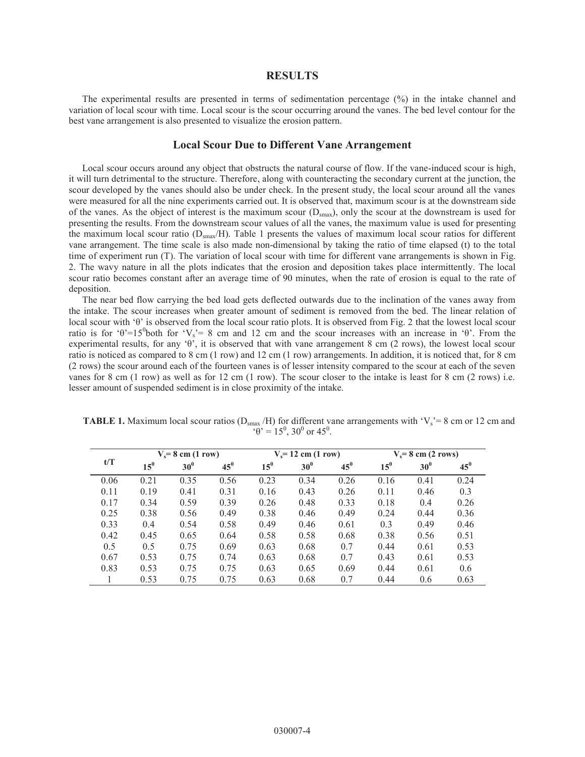## RESULTS

The experimental results are presented in terms of sedimentation percentage (%) in the intake channel and variation of local scour with time. Local scour is the scour occurring around the vanes. The bed level contour for the best vane arrangement is also presented to visualize the erosion pattern.

### Local Scour Due to Different Vane Arrangement

Local scour occurs around any object that obstructs the natural course of flow. If the vane-induced scour is high, it will turn detrimental to the structure. Therefore, along with counteracting the secondary current at the junction, the scour developed by the vanes should also be under check. In the present study, the local scour around all the vanes were measured for all the nine experiments carried out. It is observed that, maximum scour is at the downstream side of the vanes. As the object of interest is the maximum scour ($D_{smax}$), only the scour at the downstream is used for presenting the results. From the downstream scour values of all the vanes, the maximum value is used for presenting the maximum local scour ratio ($D_{smax}$/H). Table 1 presents the values of maximum local scour ratios for different vane arrangement. The time scale is also made non-dimensional by taking the ratio of time elapsed (t) to the total time of experiment run (T). The variation of local scour with time for different vane arrangements is shown in Fig. 2. The wavy nature in all the plots indicates that the erosion and deposition takes place intermittently. The local scour ratio becomes constant after an average time of 90 minutes, when the rate of erosion is equal to the rate of deposition.

The near bed flow carrying the bed load gets deflected outwards due to the inclination of the vanes away from the intake. The scour increases when greater amount of sediment is removed from the bed. The linear relation of local scour with 'θ' is observed from the local scour ratio plots. It is observed from Fig. 2 that the lowest local scour ratio is for 'θ'=$15^0$both for '$V_s$'= 8 cm and 12 cm and the scour increases with an increase in 'θ'. From the experimental results, for any 'θ', it is observed that with vane arrangement 8 cm (2 rows), the lowest local scour ratio is noticed as compared to 8 cm (1 row) and 12 cm (1 row) arrangements. In addition, it is noticed that, for 8 cm (2 rows) the scour around each of the fourteen vanes is of lesser intensity compared to the scour at each of the seven vanes for 8 cm (1 row) as well as for 12 cm (1 row). The scour closer to the intake is least for 8 cm (2 rows) i.e. lesser amount of suspended sediment is in close proximity of the intake.

**TABLE 1.** Maximum local scour ratios ($D_{smax}$ /H) for different vane arrangements with '$V_s$'= 8 cm or 12 cm and 'θ' = $15^0$, $30^0$ or $45^0$.

| t/T | $V_s$= 8 cm (1 row) | | | $V_s$= 12 cm (1 row) | | | $V_s$= 8 cm (2 rows) | | |
|---|---|---|---|---|---|---|---|---|---|
| | $15^0$ | $30^0$ | $45^0$ | $15^0$ | $30^0$ | $45^0$ | $15^0$ | $30^0$ | $45^0$ |
| 0.06 | 0.21 | 0.35 | 0.56 | 0.23 | 0.34 | 0.26 | 0.16 | 0.41 | 0.24 |
| 0.11 | 0.19 | 0.41 | 0.31 | 0.16 | 0.43 | 0.26 | 0.11 | 0.46 | 0.3 |
| 0.17 | 0.34 | 0.59 | 0.39 | 0.26 | 0.48 | 0.33 | 0.18 | 0.4 | 0.26 |
| 0.25 | 0.38 | 0.56 | 0.49 | 0.38 | 0.46 | 0.49 | 0.24 | 0.44 | 0.36 |
| 0.33 | 0.4 | 0.54 | 0.58 | 0.49 | 0.46 | 0.61 | 0.3 | 0.49 | 0.46 |
| 0.42 | 0.45 | 0.65 | 0.64 | 0.58 | 0.58 | 0.68 | 0.38 | 0.56 | 0.51 |
| 0.5 | 0.5 | 0.75 | 0.69 | 0.63 | 0.68 | 0.7 | 0.44 | 0.61 | 0.53 |
| 0.67 | 0.53 | 0.75 | 0.74 | 0.63 | 0.68 | 0.7 | 0.43 | 0.61 | 0.53 |
| 0.83 | 0.53 | 0.75 | 0.75 | 0.63 | 0.65 | 0.69 | 0.44 | 0.61 | 0.6 |
| 1 | 0.53 | 0.75 | 0.75 | 0.63 | 0.68 | 0.7 | 0.44 | 0.6 | 0.63 |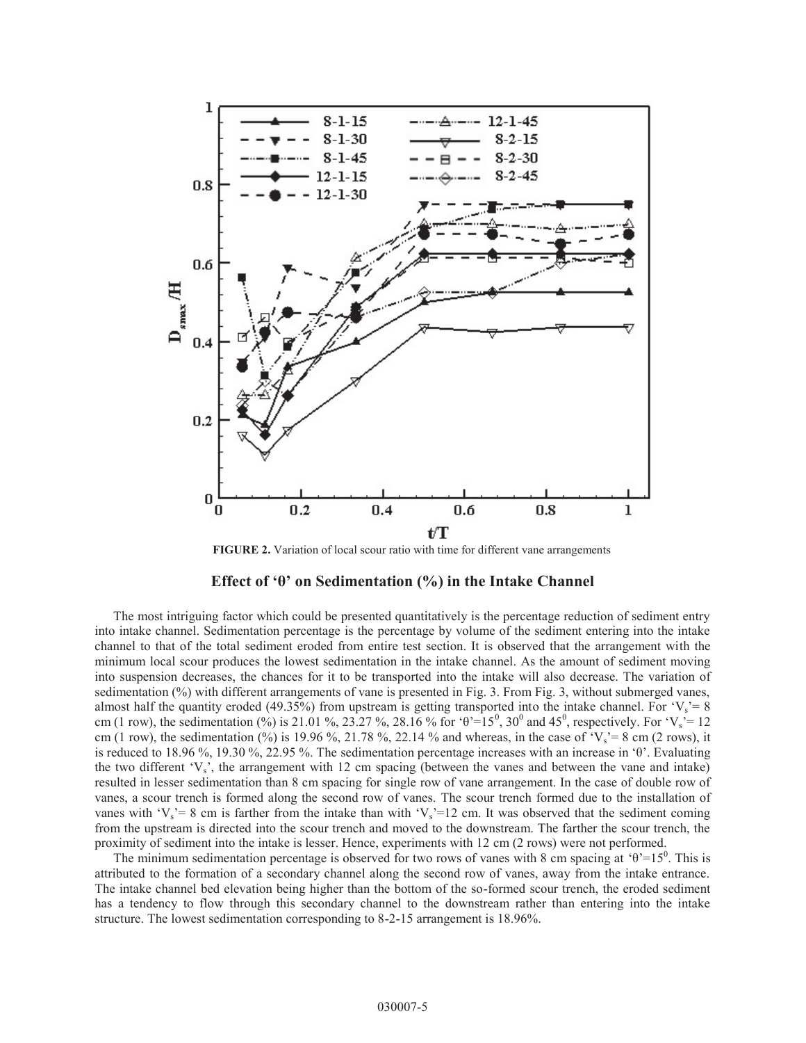**FIGURE 2.** Variation of local scour ratio with time for different vane arrangements

### Effect of 'θ' on Sedimentation (%) in the Intake Channel

The most intriguing factor which could be presented quantitatively is the percentage reduction of sediment entry into intake channel. Sedimentation percentage is the percentage by volume of the sediment entering into the intake channel to that of the total sediment eroded from entire test section. It is observed that the arrangement with the minimum local scour produces the lowest sedimentation in the intake channel. As the amount of sediment moving into suspension decreases, the chances for it to be transported into the intake will also decrease. The variation of sedimentation (%) with different arrangements of vane is presented in Fig. 3. From Fig. 3, without submerged vanes, almost half the quantity eroded (49.35%) from upstream is getting transported into the intake channel. For '$V_s$'= 8 cm (1 row), the sedimentation (%) is 21.01 %, 23.27 %, 28.16 % for 'θ'=15$^0$, 30$^0$ and 45$^0$, respectively. For '$V_s$'= 12 cm (1 row), the sedimentation (%) is 19.96 %, 21.78 %, 22.14 % and whereas, in the case of '$V_s$'= 8 cm (2 rows), it is reduced to 18.96 %, 19.30 %, 22.95 %. The sedimentation percentage increases with an increase in 'θ'. Evaluating the two different '$V_s$', the arrangement with 12 cm spacing (between the vanes and between the vane and intake) resulted in lesser sedimentation than 8 cm spacing for single row of vane arrangement. In the case of double row of vanes, a scour trench is formed along the second row of vanes. The scour trench formed due to the installation of vanes with '$V_s$'= 8 cm is farther from the intake than with '$V_s$'=12 cm. It was observed that the sediment coming from the upstream is directed into the scour trench and moved to the downstream. The farther the scour trench, the proximity of sediment into the intake is lesser. Hence, experiments with 12 cm (2 rows) were not performed.

The minimum sedimentation percentage is observed for two rows of vanes with 8 cm spacing at 'θ'=15$^0$. This is attributed to the formation of a secondary channel along the second row of vanes, away from the intake entrance. The intake channel bed elevation being higher than the bottom of the so-formed scour trench, the eroded sediment has a tendency to flow through this secondary channel to the downstream rather than entering into the intake structure. The lowest sedimentation corresponding to 8-2-15 arrangement is 18.96%.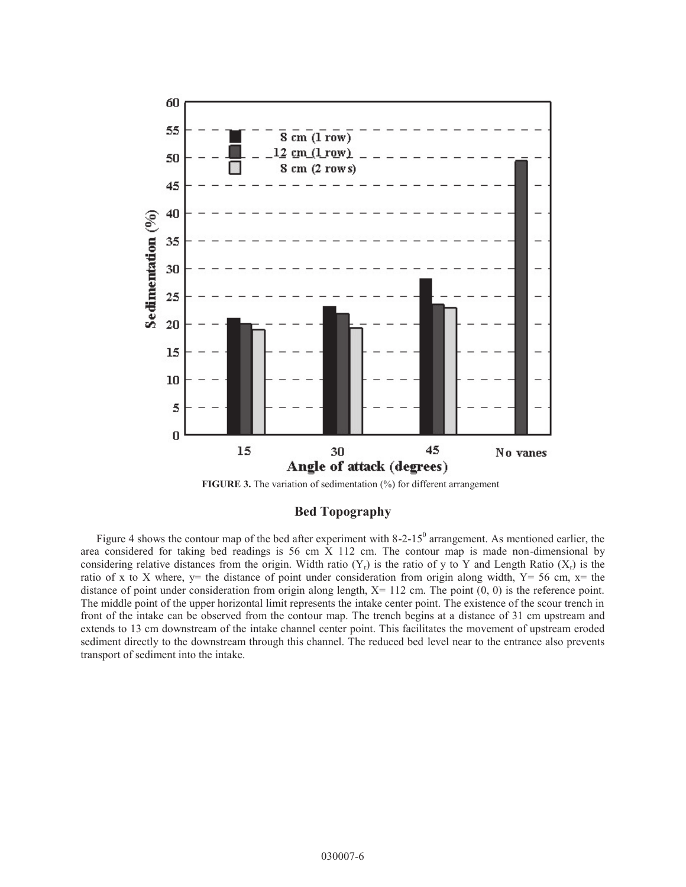FIGURE 3. The variation of sedimentation (%) for different arrangement

## Bed Topography

Figure 4 shows the contour map of the bed after experiment with 8-2-15$^0$ arrangement. As mentioned earlier, the area considered for taking bed readings is 56 cm X 112 cm. The contour map is made non-dimensional by considering relative distances from the origin. Width ratio ($Y_r$) is the ratio of y to Y and Length Ratio ($X_r$) is the ratio of x to X where, y= the distance of point under consideration from origin along width, Y= 56 cm, x= the distance of point under consideration from origin along length, X= 112 cm. The point (0, 0) is the reference point. The middle point of the upper horizontal limit represents the intake center point. The existence of the scour trench in front of the intake can be observed from the contour map. The trench begins at a distance of 31 cm upstream and extends to 13 cm downstream of the intake channel center point. This facilitates the movement of upstream eroded sediment directly to the downstream through this channel. The reduced bed level near to the entrance also prevents transport of sediment into the intake.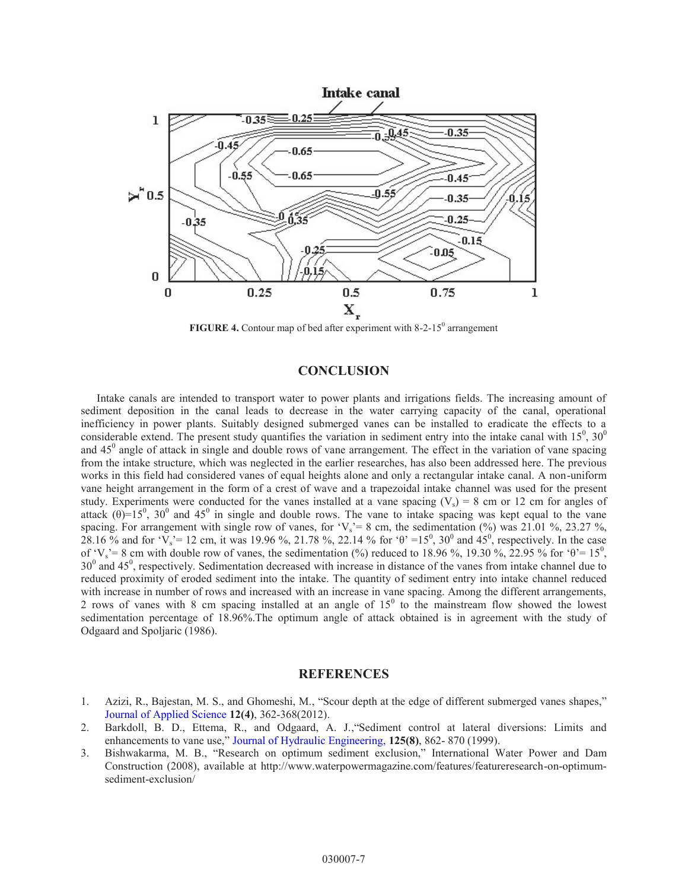FIGURE 4. Contour map of bed after experiment with 8-2-15$^0$ arrangement

## CONCLUSION

Intake canals are intended to transport water to power plants and irrigations fields. The increasing amount of sediment deposition in the canal leads to decrease in the water carrying capacity of the canal, operational inefficiency in power plants. Suitably designed submerged vanes can be installed to eradicate the effects to a considerable extend. The present study quantifies the variation in sediment entry into the intake canal with 15$^0$, 30$^0$ and 45$^0$ angle of attack in single and double rows of vane arrangement. The effect in the variation of vane spacing from the intake structure, which was neglected in the earlier researches, has also been addressed here. The previous works in this field had considered vanes of equal heights alone and only a rectangular intake canal. A non-uniform vane height arrangement in the form of a crest of wave and a trapezoidal intake channel was used for the present study. Experiments were conducted for the vanes installed at a vane spacing ($V_s$) = 8 cm or 12 cm for angles of attack ($\theta$)=15$^0$, 30$^0$ and 45$^0$ in single and double rows. The vane to intake spacing was kept equal to the vane spacing. For arrangement with single row of vanes, for '$V_s$'= 8 cm, the sedimentation (%) was 21.01 %, 23.27 %, 28.16 % and for '$V_s$'= 12 cm, it was 19.96 %, 21.78 %, 22.14 % for '$\theta$' =15$^0$, 30$^0$ and 45$^0$, respectively. In the case of '$V_s$'= 8 cm with double row of vanes, the sedimentation (%) reduced to 18.96 %, 19.30 %, 22.95 % for '$\theta$'= 15$^0$, 30$^0$ and 45$^0$, respectively. Sedimentation decreased with increase in distance of the vanes from intake channel due to reduced proximity of eroded sediment into the intake. The quantity of sediment entry into intake channel reduced with increase in number of rows and increased with an increase in vane spacing. Among the different arrangements, 2 rows of vanes with 8 cm spacing installed at an angle of 15$^0$ to the mainstream flow showed the lowest sedimentation percentage of 18.96%.The optimum angle of attack obtained is in agreement with the study of Odgaard and Spoljaric (1986).

## REFERENCES

1. Azizi, R., Bajestan, M. S., and Ghomeshi, M., "Scour depth at the edge of different submerged vanes shapes," Journal of Applied Science **12(4)**, 362-368(2012).
2. Barkdoll, B. D., Ettema, R., and Odgaard, A. J.,"Sediment control at lateral diversions: Limits and enhancements to vane use," Journal of Hydraulic Engineering, **125(8)**, 862- 870 (1999).
3. Bishwakarma, M. B., "Research on optimum sediment exclusion," International Water Power and Dam Construction (2008), available at http://www.waterpowermagazine.com/features/featureresearch-on-optimum-sediment-exclusion/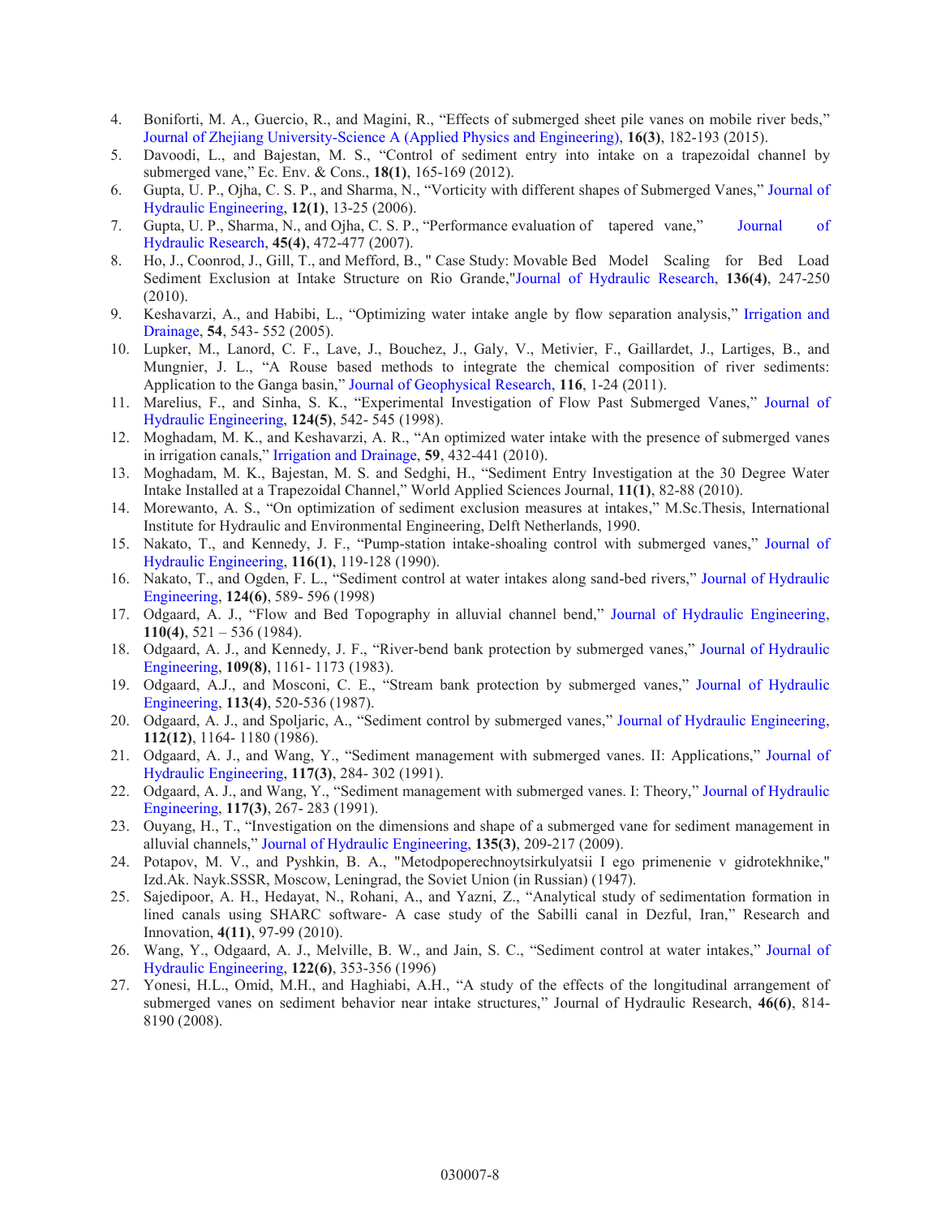4. Boniforti, M. A., Guercio, R., and Magini, R., "Effects of submerged sheet pile vanes on mobile river beds," Journal of Zhejiang University-Science A (Applied Physics and Engineering), **16(3)**, 182-193 (2015).
5. Davoodi, L., and Bajestan, M. S., "Control of sediment entry into intake on a trapezoidal channel by submerged vane," Ec. Env. & Cons., **18(1)**, 165-169 (2012).
6. Gupta, U. P., Ojha, C. S. P., and Sharma, N., "Vorticity with different shapes of Submerged Vanes," Journal of Hydraulic Engineering, **12(1)**, 13-25 (2006).
7. Gupta, U. P., Sharma, N., and Ojha, C. S. P., "Performance evaluation of tapered vane," Journal of Hydraulic Research, **45(4)**, 472-477 (2007).
8. Ho, J., Coonrod, J., Gill, T., and Mefford, B., " Case Study: Movable Bed Model Scaling for Bed Load Sediment Exclusion at Intake Structure on Rio Grande,"Journal of Hydraulic Research, **136(4)**, 247-250 (2010).
9. Keshavarzi, A., and Habibi, L., "Optimizing water intake angle by flow separation analysis," Irrigation and Drainage, **54**, 543- 552 (2005).
10. Lupker, M., Lanord, C. F., Lave, J., Bouchez, J., Galy, V., Metivier, F., Gaillardet, J., Lartiges, B., and Mungnier, J. L., "A Rouse based methods to integrate the chemical composition of river sediments: Application to the Ganga basin," Journal of Geophysical Research, **116**, 1-24 (2011).
11. Marelius, F., and Sinha, S. K., "Experimental Investigation of Flow Past Submerged Vanes," Journal of Hydraulic Engineering, **124(5)**, 542- 545 (1998).
12. Moghadam, M. K., and Keshavarzi, A. R., "An optimized water intake with the presence of submerged vanes in irrigation canals," Irrigation and Drainage, **59**, 432-441 (2010).
13. Moghadam, M. K., Bajestan, M. S. and Sedghi, H., "Sediment Entry Investigation at the 30 Degree Water Intake Installed at a Trapezoidal Channel," World Applied Sciences Journal, **11(1)**, 82-88 (2010).
14. Morewanto, A. S., "On optimization of sediment exclusion measures at intakes," M.Sc.Thesis, International Institute for Hydraulic and Environmental Engineering, Delft Netherlands, 1990.
15. Nakato, T., and Kennedy, J. F., "Pump-station intake-shoaling control with submerged vanes," Journal of Hydraulic Engineering, **116(1)**, 119-128 (1990).
16. Nakato, T., and Ogden, F. L., "Sediment control at water intakes along sand-bed rivers," Journal of Hydraulic Engineering, **124(6)**, 589- 596 (1998)
17. Odgaard, A. J., "Flow and Bed Topography in alluvial channel bend," Journal of Hydraulic Engineering, **110(4)**, 521 – 536 (1984).
18. Odgaard, A. J., and Kennedy, J. F., "River-bend bank protection by submerged vanes," Journal of Hydraulic Engineering, **109(8)**, 1161- 1173 (1983).
19. Odgaard, A.J., and Mosconi, C. E., "Stream bank protection by submerged vanes," Journal of Hydraulic Engineering, **113(4)**, 520-536 (1987).
20. Odgaard, A. J., and Spoljaric, A., "Sediment control by submerged vanes," Journal of Hydraulic Engineering, **112(12)**, 1164- 1180 (1986).
21. Odgaard, A. J., and Wang, Y., "Sediment management with submerged vanes. II: Applications," Journal of Hydraulic Engineering, **117(3)**, 284- 302 (1991).
22. Odgaard, A. J., and Wang, Y., "Sediment management with submerged vanes. I: Theory," Journal of Hydraulic Engineering, **117(3)**, 267- 283 (1991).
23. Ouyang, H., T., "Investigation on the dimensions and shape of a submerged vane for sediment management in alluvial channels," Journal of Hydraulic Engineering, **135(3)**, 209-217 (2009).
24. Potapov, M. V., and Pyshkin, B. A., "Metodpoperechnoytsirkulyatsii I ego primenenie v gidrotekhnike," Izd.Ak. Nayk.SSSR, Moscow, Leningrad, the Soviet Union (in Russian) (1947).
25. Sajedipoor, A. H., Hedayat, N., Rohani, A., and Yazni, Z., "Analytical study of sedimentation formation in lined canals using SHARC software- A case study of the Sabilli canal in Dezful, Iran," Research and Innovation, **4(11)**, 97-99 (2010).
26. Wang, Y., Odgaard, A. J., Melville, B. W., and Jain, S. C., "Sediment control at water intakes," Journal of Hydraulic Engineering, **122(6)**, 353-356 (1996)
27. Yonesi, H.L., Omid, M.H., and Haghiabi, A.H., "A study of the effects of the longitudinal arrangement of submerged vanes on sediment behavior near intake structures," Journal of Hydraulic Research, **46(6)**, 814-8190 (2008).